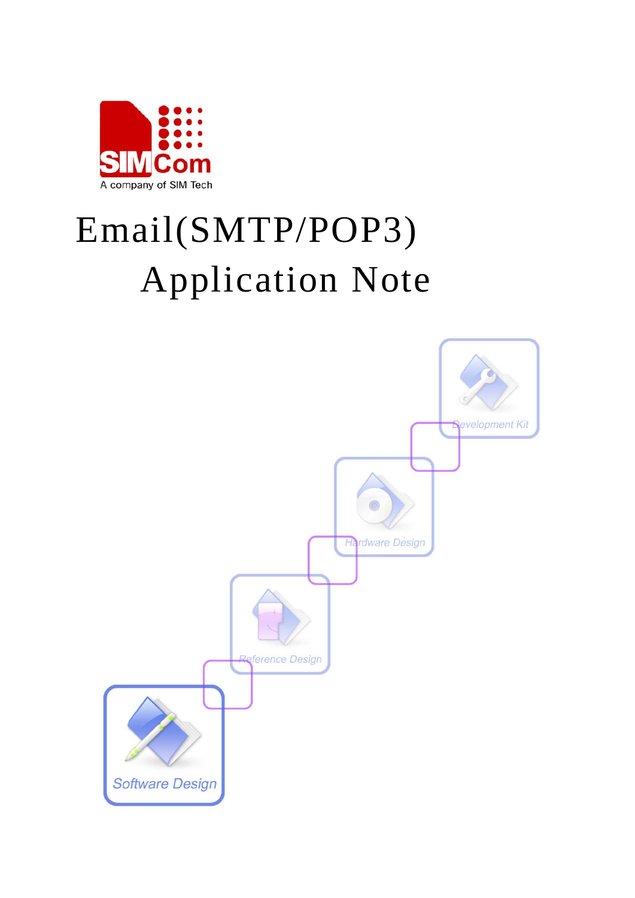# Email(SMTP/POP3) Application Note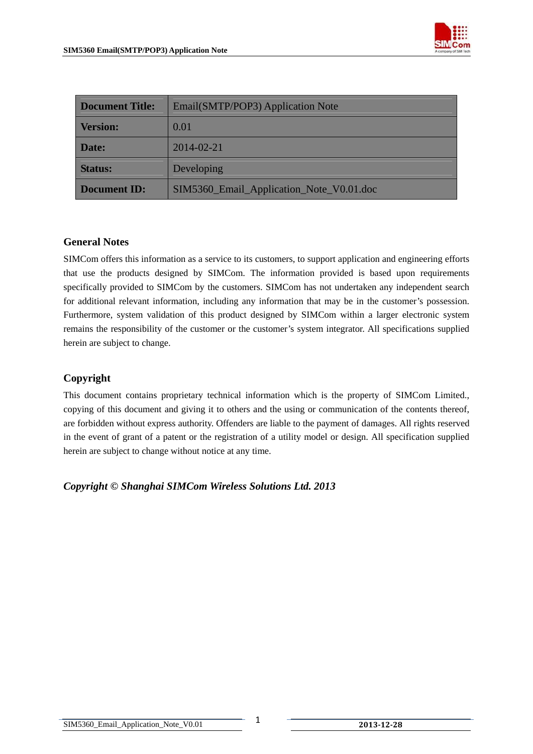| Document Title: | Email(SMTP/POP3) Application Note |
|---|---|
| Version: | 0.01 |
| Date: | 2014-02-21 |
| Status: | Developing |
| Document ID: | SIM5360_Email_Application_Note_V0.01.doc |

## General Notes

SIMCom offers this information as a service to its customers, to support application and engineering efforts that use the products designed by SIMCom. The information provided is based upon requirements specifically provided to SIMCom by the customers. SIMCom has not undertaken any independent search for additional relevant information, including any information that may be in the customer's possession. Furthermore, system validation of this product designed by SIMCom within a larger electronic system remains the responsibility of the customer or the customer's system integrator. All specifications supplied herein are subject to change.

## Copyright

This document contains proprietary technical information which is the property of SIMCom Limited., copying of this document and giving it to others and the using or communication of the contents thereof, are forbidden without express authority. Offenders are liable to the payment of damages. All rights reserved in the event of grant of a patent or the registration of a utility model or design. All specification supplied herein are subject to change without notice at any time.

***Copyright © Shanghai SIMCom Wireless Solutions Ltd. 2013***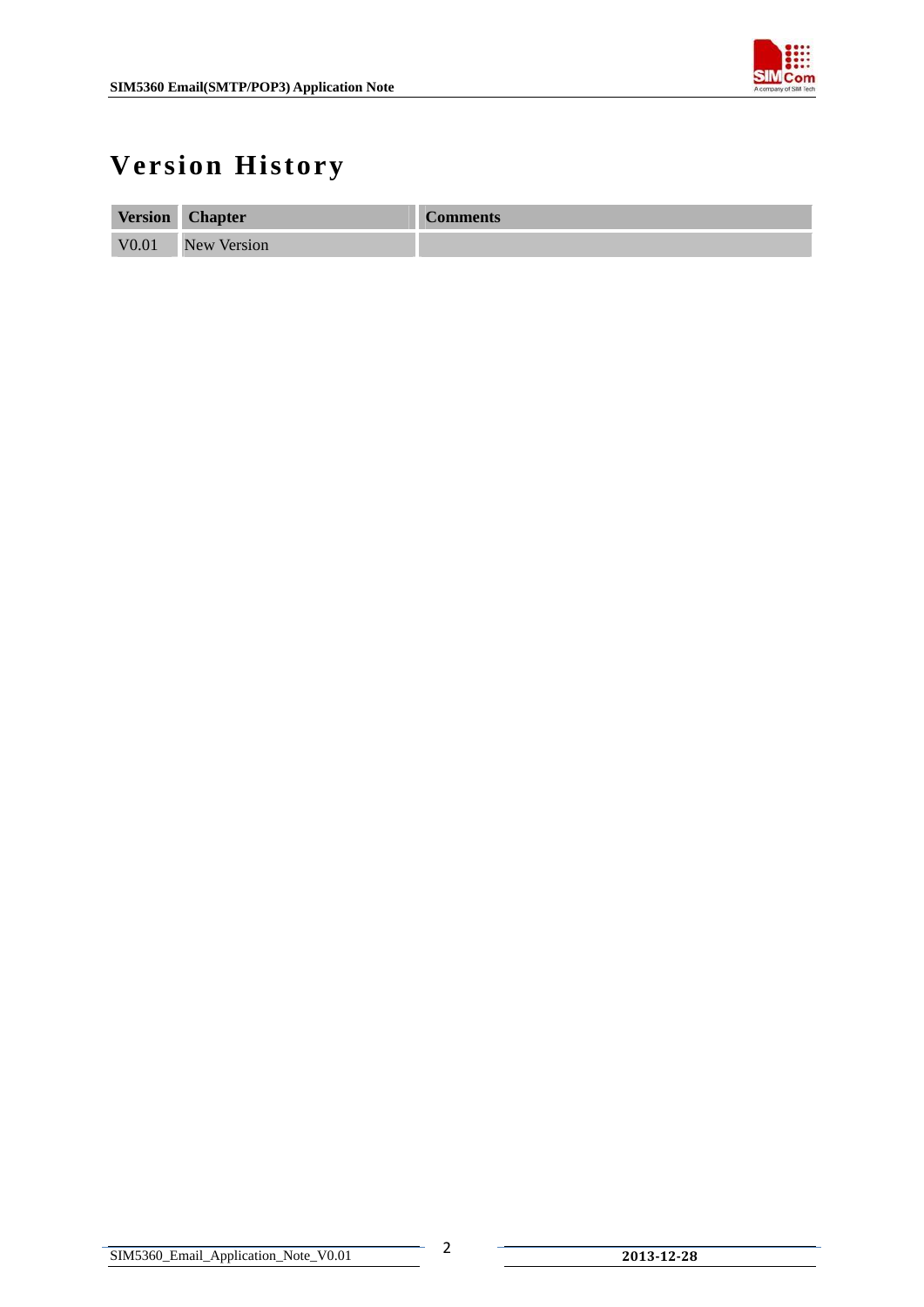# Version History

| Version | Chapter | Comments |
| --- | --- | --- |
| V0.01 | New Version | |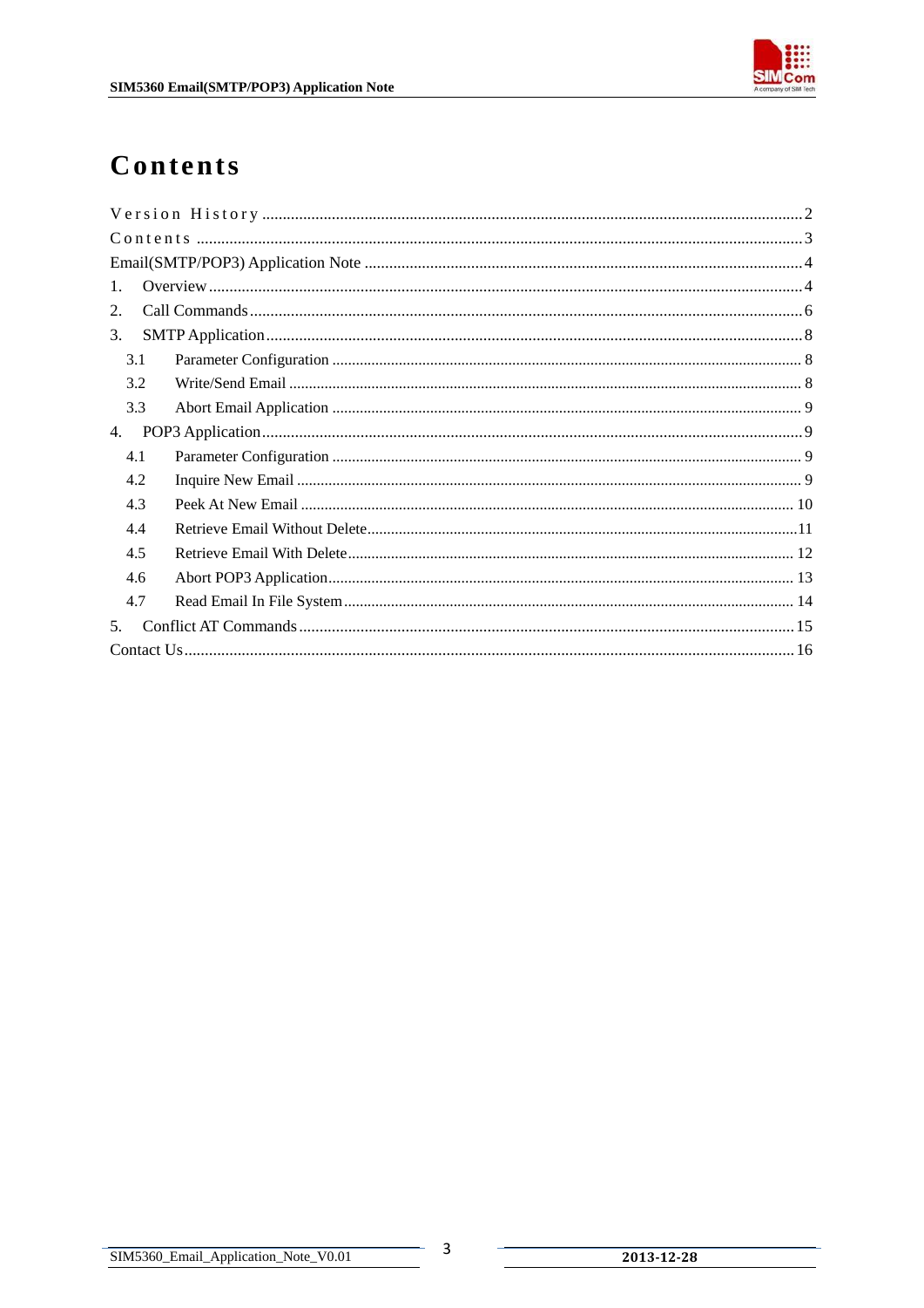# Contents

Version History ........................................................................................................................2
Contents ....................................................................................................................................3
Email(SMTP/POP3) Application Note ...................................................................................4
1. Overview ................................................................................................................................4
2. Call Commands ......................................................................................................................6
3. SMTP Application .................................................................................................................8
  3.1 Parameter Configuration .....................................................................................................8
  3.2 Write/Send Email ...............................................................................................................8
  3.3 Abort Email Application .....................................................................................................9
4. POP3 Application ..................................................................................................................9
  4.1 Parameter Configuration .....................................................................................................9
  4.2 Inquire New Email ..............................................................................................................9
  4.3 Peek At New Email ...........................................................................................................10
  4.4 Retrieve Email Without Delete..........................................................................................11
  4.5 Retrieve Email With Delete...............................................................................................12
  4.6 Abort POP3 Application....................................................................................................13
  4.7 Read Email In File System................................................................................................14
5. Conflict AT Commands........................................................................................................15
Contact Us...................................................................................................................................16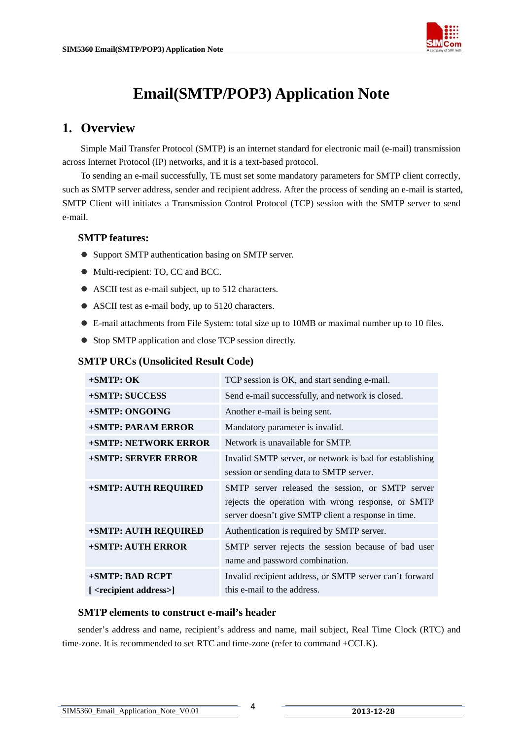# Email(SMTP/POP3) Application Note

## 1. Overview

Simple Mail Transfer Protocol (SMTP) is an internet standard for electronic mail (e-mail) transmission across Internet Protocol (IP) networks, and it is a text-based protocol.

To sending an e-mail successfully, TE must set some mandatory parameters for SMTP client correctly, such as SMTP server address, sender and recipient address. After the process of sending an e-mail is started, SMTP Client will initiates a Transmission Control Protocol (TCP) session with the SMTP server to send e-mail.

### SMTP features:

- Support SMTP authentication basing on SMTP server.
- Multi-recipient: TO, CC and BCC.
- ASCII test as e-mail subject, up to 512 characters.
- ASCII test as e-mail body, up to 5120 characters.
- E-mail attachments from File System: total size up to 10MB or maximal number up to 10 files.
- Stop SMTP application and close TCP session directly.

### SMTP URCs (Unsolicited Result Code)

| | |
|---|---|
| **+SMTP: OK** | TCP session is OK, and start sending e-mail. |
| **+SMTP: SUCCESS** | Send e-mail successfully, and network is closed. |
| **+SMTP: ONGOING** | Another e-mail is being sent. |
| **+SMTP: PARAM ERROR** | Mandatory parameter is invalid. |
| **+SMTP: NETWORK ERROR** | Network is unavailable for SMTP. |
| **+SMTP: SERVER ERROR** | Invalid SMTP server, or network is bad for establishing session or sending data to SMTP server. |
| **+SMTP: AUTH REQUIRED** | SMTP server released the session, or SMTP server rejects the operation with wrong response, or SMTP server doesn't give SMTP client a response in time. |
| **+SMTP: AUTH REQUIRED** | Authentication is required by SMTP server. |
| **+SMTP: AUTH ERROR** | SMTP server rejects the session because of bad user name and password combination. |
| **+SMTP: BAD RCPT [ <recipient address>]** | Invalid recipient address, or SMTP server can't forward this e-mail to the address. |

### SMTP elements to construct e-mail's header

sender's address and name, recipient's address and name, mail subject, Real Time Clock (RTC) and time-zone. It is recommended to set RTC and time-zone (refer to command +CCLK).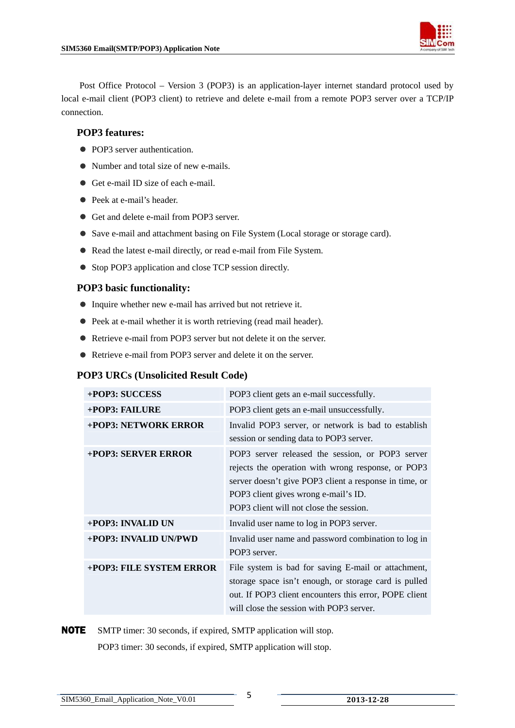Post Office Protocol – Version 3 (POP3) is an application-layer internet standard protocol used by local e-mail client (POP3 client) to retrieve and delete e-mail from a remote POP3 server over a TCP/IP connection.

### POP3 features:

- POP3 server authentication.
- Number and total size of new e-mails.
- Get e-mail ID size of each e-mail.
- Peek at e-mail's header.
- Get and delete e-mail from POP3 server.
- Save e-mail and attachment basing on File System (Local storage or storage card).
- Read the latest e-mail directly, or read e-mail from File System.
- Stop POP3 application and close TCP session directly.

### POP3 basic functionality:

- Inquire whether new e-mail has arrived but not retrieve it.
- Peek at e-mail whether it is worth retrieving (read mail header).
- Retrieve e-mail from POP3 server but not delete it on the server.
- Retrieve e-mail from POP3 server and delete it on the server.

### POP3 URCs (Unsolicited Result Code)

| | |
|---|---|
| **+POP3: SUCCESS** | POP3 client gets an e-mail successfully. |
| **+POP3: FAILURE** | POP3 client gets an e-mail unsuccessfully. |
| **+POP3: NETWORK ERROR** | Invalid POP3 server, or network is bad to establish session or sending data to POP3 server. |
| **+POP3: SERVER ERROR** | POP3 server released the session, or POP3 server rejects the operation with wrong response, or POP3 server doesn't give POP3 client a response in time, or POP3 client gives wrong e-mail's ID. POP3 client will not close the session. |
| **+POP3: INVALID UN** | Invalid user name to log in POP3 server. |
| **+POP3: INVALID UN/PWD** | Invalid user name and password combination to log in POP3 server. |
| **+POP3: FILE SYSTEM ERROR** | File system is bad for saving E-mail or attachment, storage space isn't enough, or storage card is pulled out. If POP3 client encounters this error, POPE client will close the session with POP3 server. |

**NOTE** SMTP timer: 30 seconds, if expired, SMTP application will stop.
POP3 timer: 30 seconds, if expired, SMTP application will stop.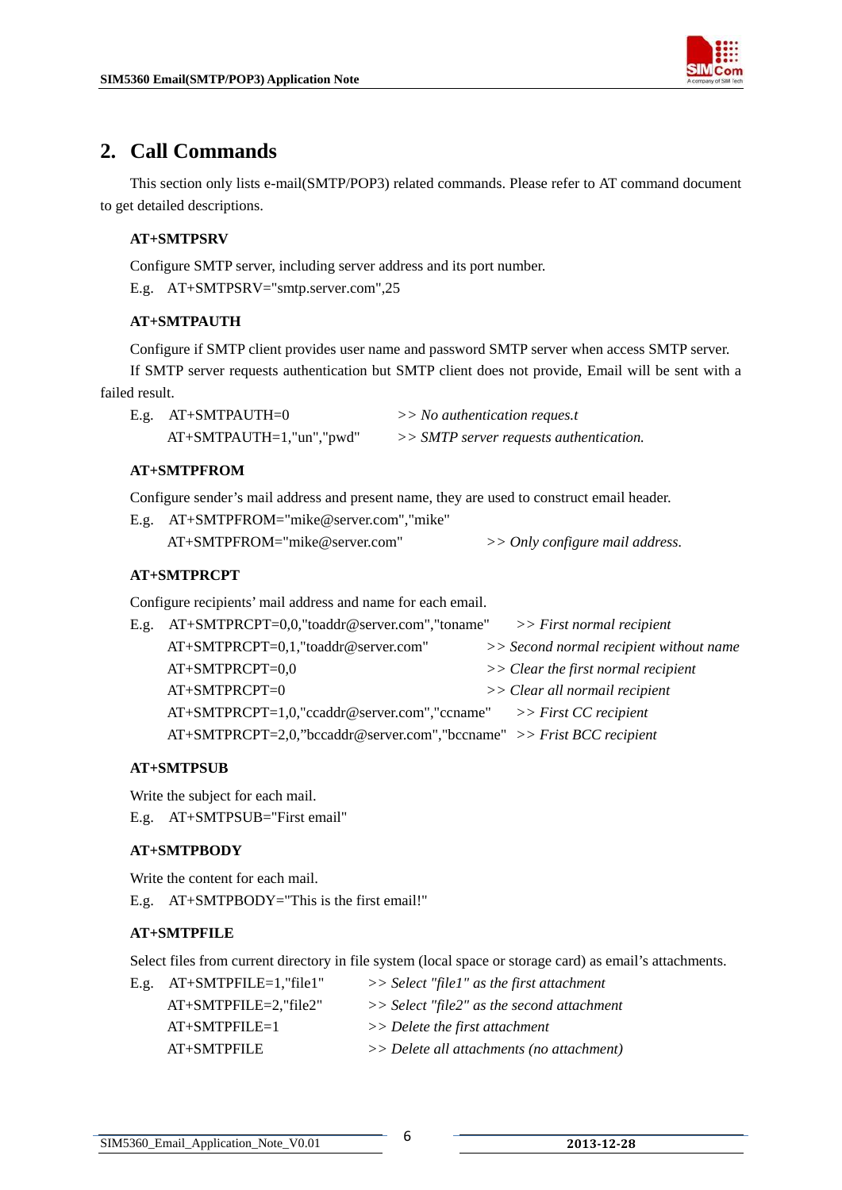## 2. Call Commands

This section only lists e-mail(SMTP/POP3) related commands. Please refer to AT command document to get detailed descriptions.

**AT+SMTPSRV**

Configure SMTP server, including server address and its port number.

E.g. AT+SMTPSRV="smtp.server.com",25

**AT+SMTPAUTH**

Configure if SMTP client provides user name and password SMTP server when access SMTP server.

If SMTP server requests authentication but SMTP client does not provide, Email will be sent with a failed result.

E.g. AT+SMTPAUTH=0 *>> No authentication reques.t*

AT+SMTPAUTH=1,"un","pwd" *>> SMTP server requests authentication.*

**AT+SMTPFROM**

Configure sender's mail address and present name, they are used to construct email header.

E.g. AT+SMTPFROM="mike@server.com","mike"

AT+SMTPFROM="mike@server.com" *>> Only configure mail address.*

**AT+SMTPRCPT**

Configure recipients' mail address and name for each email.

E.g. AT+SMTPRCPT=0,0,"toaddr@server.com","toname" *>> First normal recipient*

AT+SMTPRCPT=0,1,"toaddr@server.com" *>> Second normal recipient without name*

AT+SMTPRCPT=0,0 *>> Clear the first normal recipient*

AT+SMTPRCPT=0 *>> Clear all normail recipient*

AT+SMTPRCPT=1,0,"ccaddr@server.com","ccname" *>> First CC recipient*

AT+SMTPRCPT=2,0,"bccaddr@server.com","bccname" *>> Frist BCC recipient*

**AT+SMTPSUB**

Write the subject for each mail.

E.g. AT+SMTPSUB="First email"

**AT+SMTPBODY**

Write the content for each mail.

E.g. AT+SMTPBODY="This is the first email!"

**AT+SMTPFILE**

Select files from current directory in file system (local space or storage card) as email's attachments.

E.g. AT+SMTPFILE=1,"file1" *>> Select "file1" as the first attachment*

AT+SMTPFILE=2,"file2" *>> Select "file2" as the second attachment*

AT+SMTPFILE=1 *>> Delete the first attachment*

AT+SMTPFILE *>> Delete all attachments (no attachment)*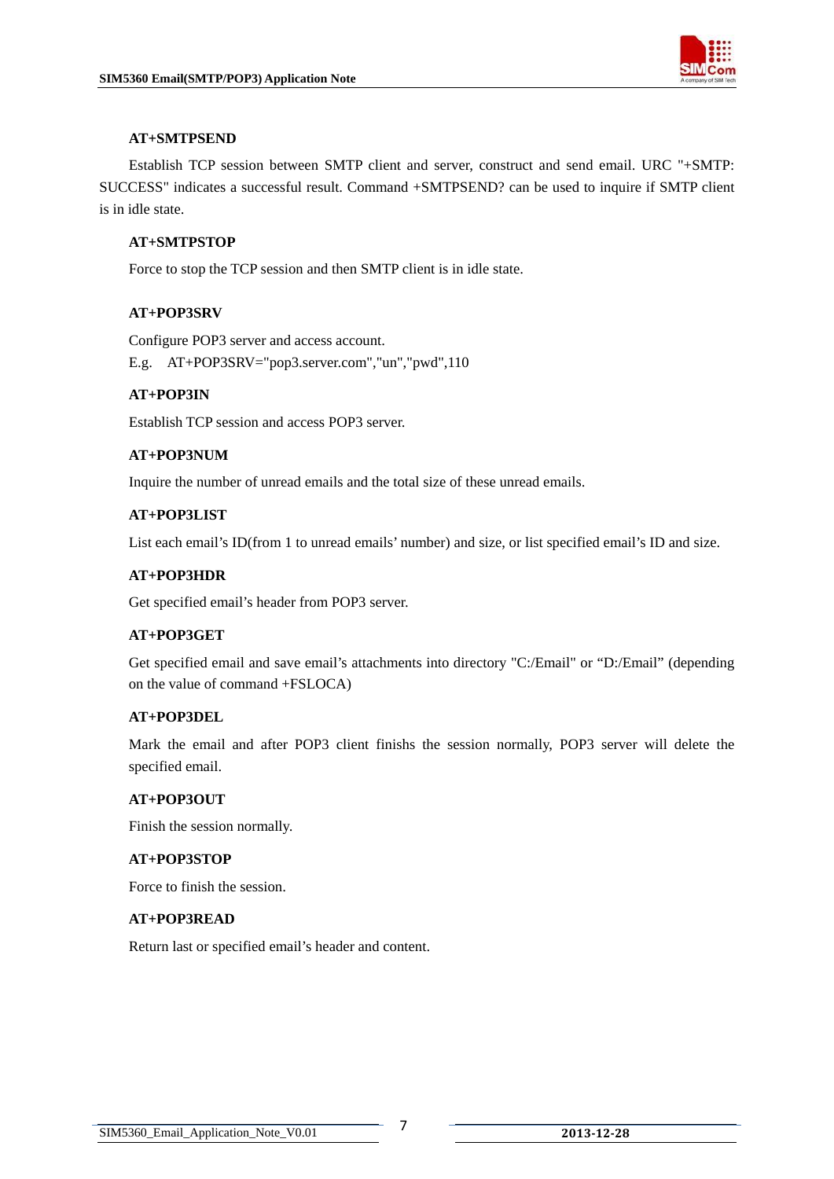**AT+SMTPSEND**

Establish TCP session between SMTP client and server, construct and send email. URC "+SMTP: SUCCESS" indicates a successful result. Command +SMTPSEND? can be used to inquire if SMTP client is in idle state.

**AT+SMTPSTOP**

Force to stop the TCP session and then SMTP client is in idle state.

**AT+POP3SRV**

Configure POP3 server and access account.

E.g. AT+POP3SRV="pop3.server.com","un","pwd",110

**AT+POP3IN**

Establish TCP session and access POP3 server.

**AT+POP3NUM**

Inquire the number of unread emails and the total size of these unread emails.

**AT+POP3LIST**

List each email's ID(from 1 to unread emails' number) and size, or list specified email's ID and size.

**AT+POP3HDR**

Get specified email's header from POP3 server.

**AT+POP3GET**

Get specified email and save email's attachments into directory "C:/Email" or "D:/Email" (depending on the value of command +FSLOCA)

**AT+POP3DEL**

Mark the email and after POP3 client finishs the session normally, POP3 server will delete the specified email.

**AT+POP3OUT**

Finish the session normally.

**AT+POP3STOP**

Force to finish the session.

**AT+POP3READ**

Return last or specified email's header and content.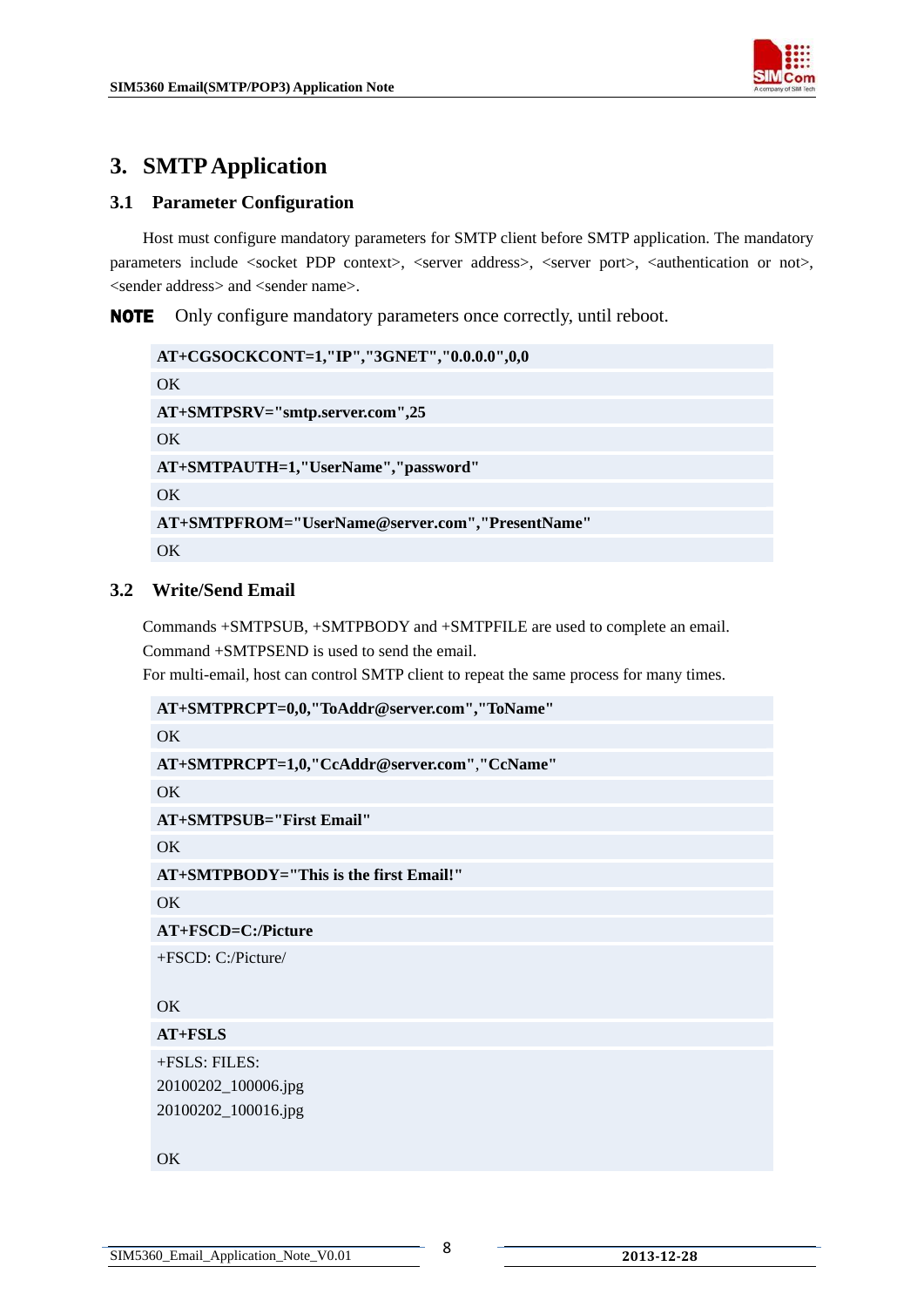# 3. SMTP Application

## 3.1 Parameter Configuration

Host must configure mandatory parameters for SMTP client before SMTP application. The mandatory parameters include <socket PDP context>, <server address>, <server port>, <authentication or not>, <sender address> and <sender name>.

**NOTE** Only configure mandatory parameters once correctly, until reboot.

```
AT+CGSOCKCONT=1,"IP","3GNET","0.0.0.0",0,0
OK
AT+SMTPSRV="smtp.server.com",25
OK
AT+SMTPAUTH=1,"UserName","password"
OK
AT+SMTPFROM="UserName@server.com","PresentName"
OK
```

## 3.2 Write/Send Email

Commands +SMTPSUB, +SMTPBODY and +SMTPFILE are used to complete an email.
Command +SMTPSEND is used to send the email.
For multi-email, host can control SMTP client to repeat the same process for many times.

```
AT+SMTPRCPT=0,0,"ToAddr@server.com","ToName"
OK
AT+SMTPRCPT=1,0,"CcAddr@server.com","CcName"
OK
AT+SMTPSUB="First Email"
OK
AT+SMTPBODY="This is the first Email!"
OK
AT+FSCD=C:/Picture
+FSCD: C:/Picture/

OK
AT+FSLS
+FSLS: FILES:
20100202_100006.jpg
20100202_100016.jpg

OK
```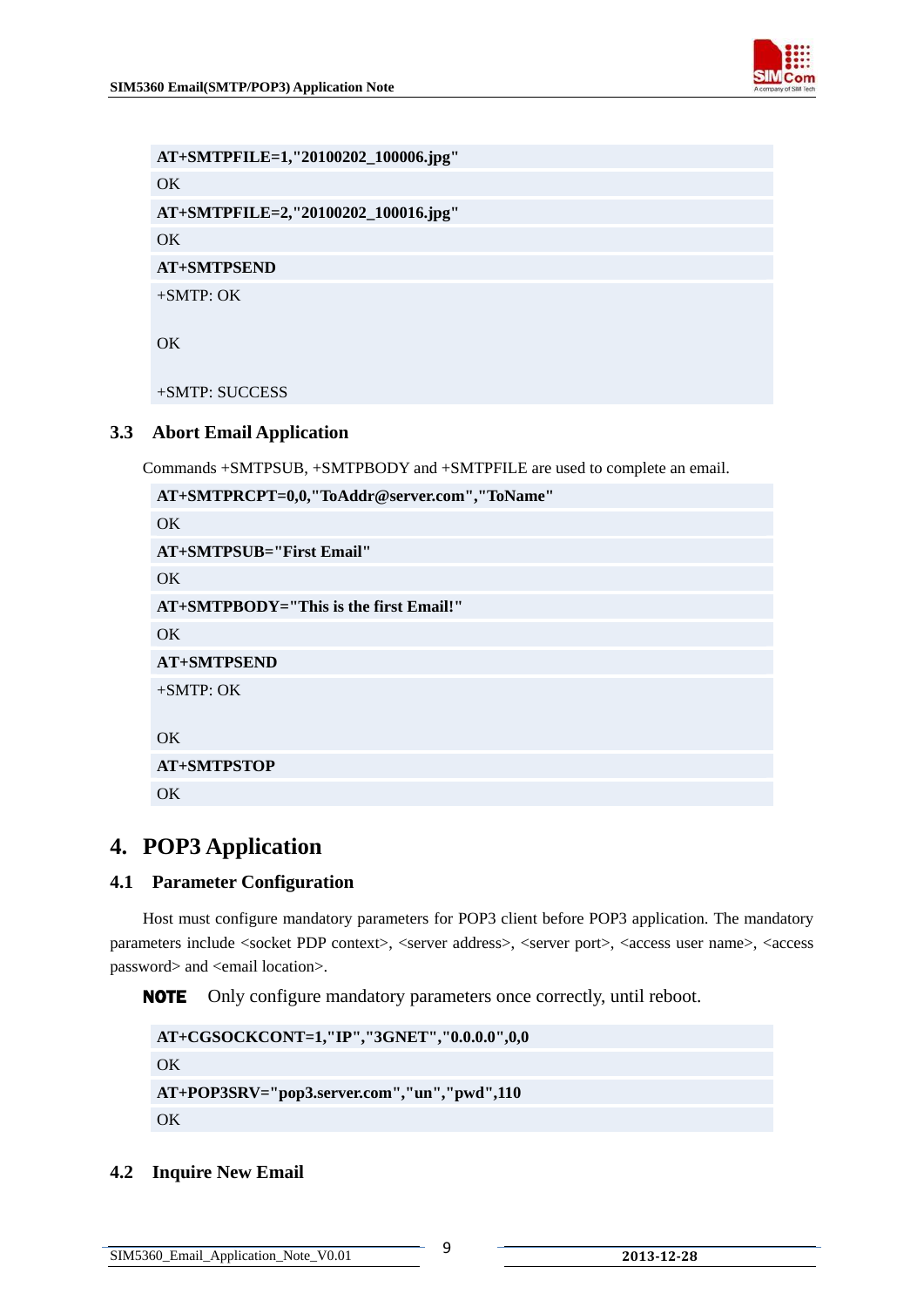```
AT+SMTPFILE=1,"20100202_100006.jpg"
OK
AT+SMTPFILE=2,"20100202_100016.jpg"
OK
AT+SMTPSEND
+SMTP: OK

OK

+SMTP: SUCCESS
```

### 3.3 Abort Email Application

Commands +SMTPSUB, +SMTPBODY and +SMTPFILE are used to complete an email.

```
AT+SMTPRCPT=0,0,"ToAddr@server.com","ToName"
OK
AT+SMTPSUB="First Email"
OK
AT+SMTPBODY="This is the first Email!"
OK
AT+SMTPSEND
+SMTP: OK

OK
AT+SMTPSTOP
OK
```

## 4. POP3 Application

### 4.1 Parameter Configuration

Host must configure mandatory parameters for POP3 client before POP3 application. The mandatory parameters include <socket PDP context>, <server address>, <server port>, <access user name>, <access password> and <email location>.

**NOTE** Only configure mandatory parameters once correctly, until reboot.

```
AT+CGSOCKCONT=1,"IP","3GNET","0.0.0.0",0,0
OK
AT+POP3SRV="pop3.server.com","un","pwd",110
OK
```

### 4.2 Inquire New Email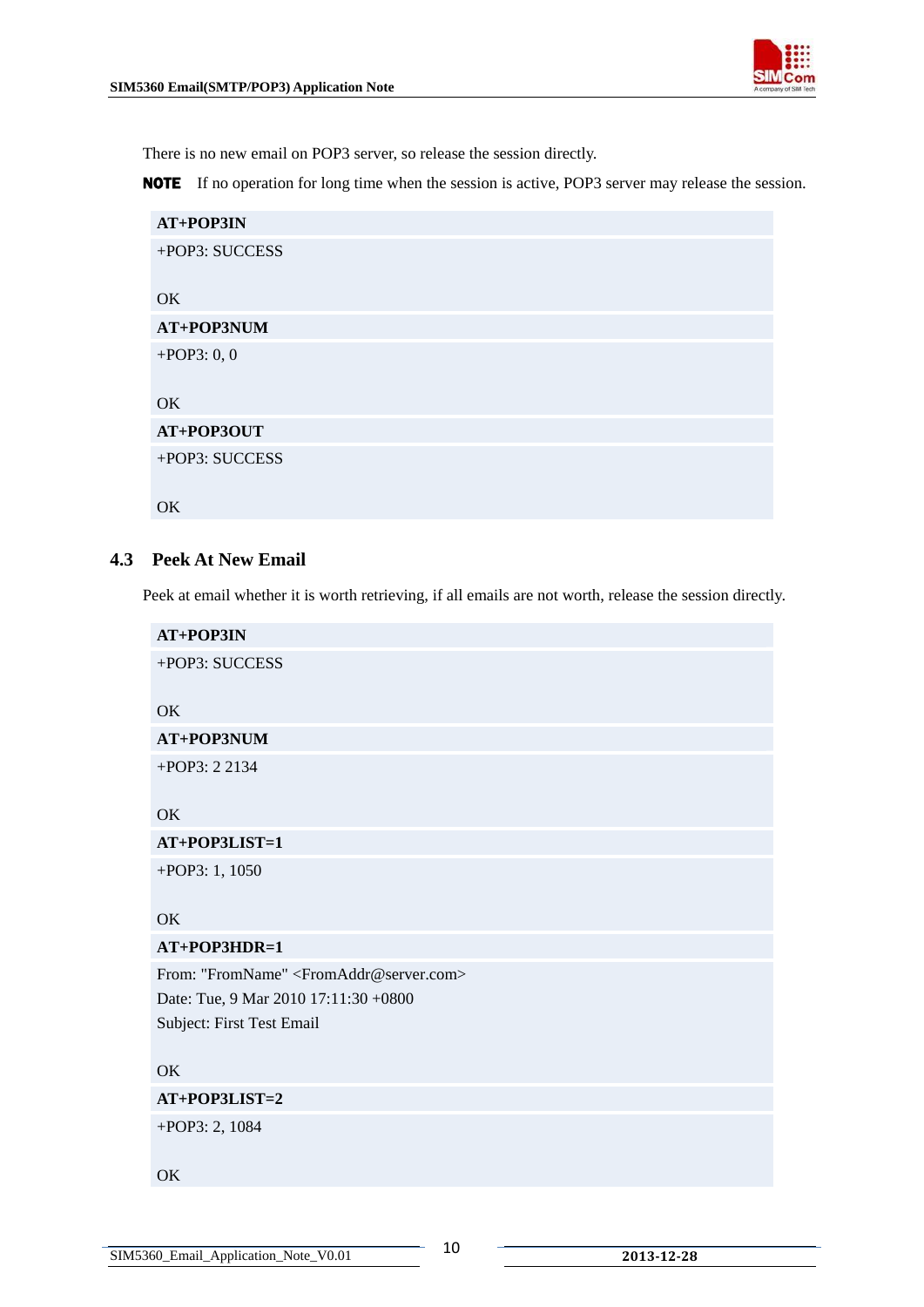There is no new email on POP3 server, so release the session directly.

**NOTE** If no operation for long time when the session is active, POP3 server may release the session.

```
AT+POP3IN
+POP3: SUCCESS

OK
AT+POP3NUM
+POP3: 0, 0

OK
AT+POP3OUT
+POP3: SUCCESS

OK
```

### 4.3 Peek At New Email

Peek at email whether it is worth retrieving, if all emails are not worth, release the session directly.

```
AT+POP3IN
+POP3: SUCCESS

OK
AT+POP3NUM
+POP3: 2 2134

OK
AT+POP3LIST=1
+POP3: 1, 1050

OK
AT+POP3HDR=1
From: "FromName" <FromAddr@server.com>
Date: Tue, 9 Mar 2010 17:11:30 +0800
Subject: First Test Email

OK
AT+POP3LIST=2
+POP3: 2, 1084

OK
```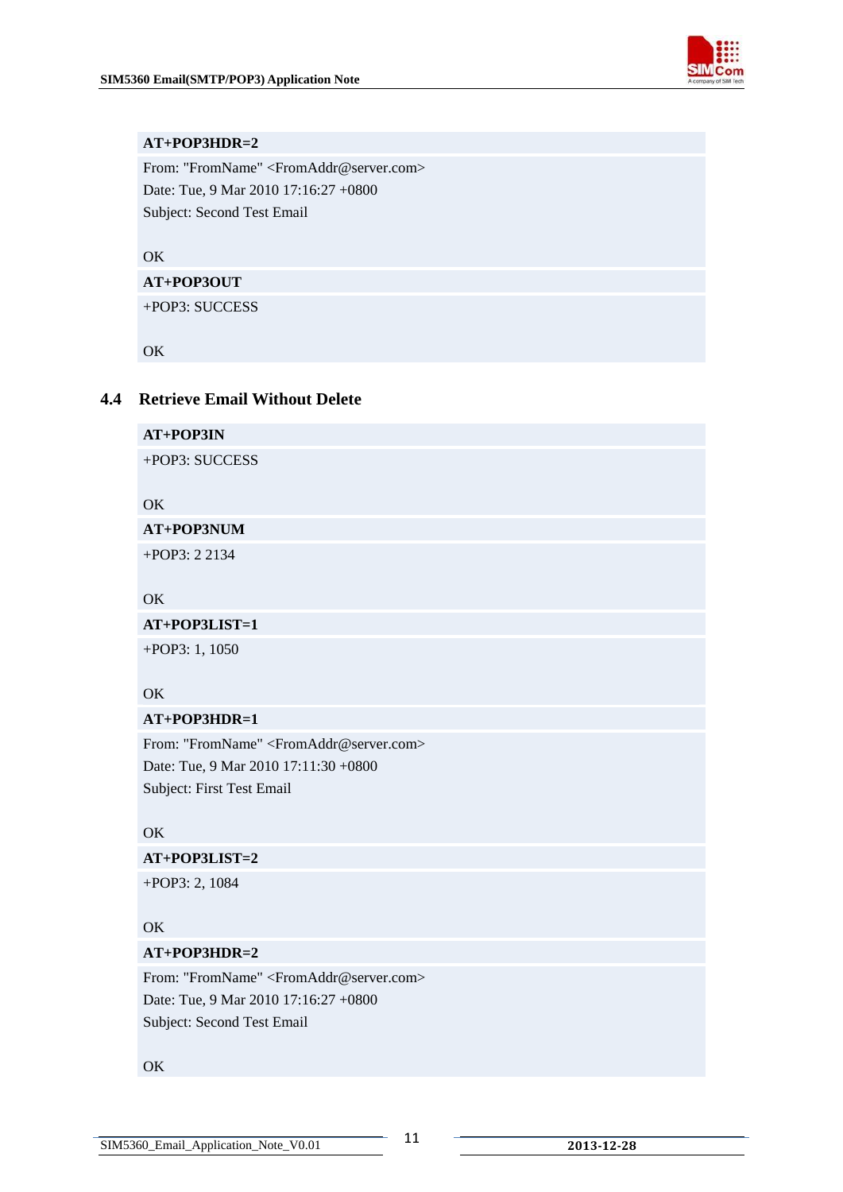```
AT+POP3HDR=2
From: "FromName" <FromAddr@server.com>
Date: Tue, 9 Mar 2010 17:16:27 +0800
Subject: Second Test Email

OK
AT+POP3OUT
+POP3: SUCCESS

OK
```

### 4.4 Retrieve Email Without Delete

```
AT+POP3IN
+POP3: SUCCESS

OK
AT+POP3NUM
+POP3: 2 2134

OK
AT+POP3LIST=1
+POP3: 1, 1050

OK
AT+POP3HDR=1
From: "FromName" <FromAddr@server.com>
Date: Tue, 9 Mar 2010 17:11:30 +0800
Subject: First Test Email

OK
AT+POP3LIST=2
+POP3: 2, 1084

OK
AT+POP3HDR=2
From: "FromName" <FromAddr@server.com>
Date: Tue, 9 Mar 2010 17:16:27 +0800
Subject: Second Test Email

OK
```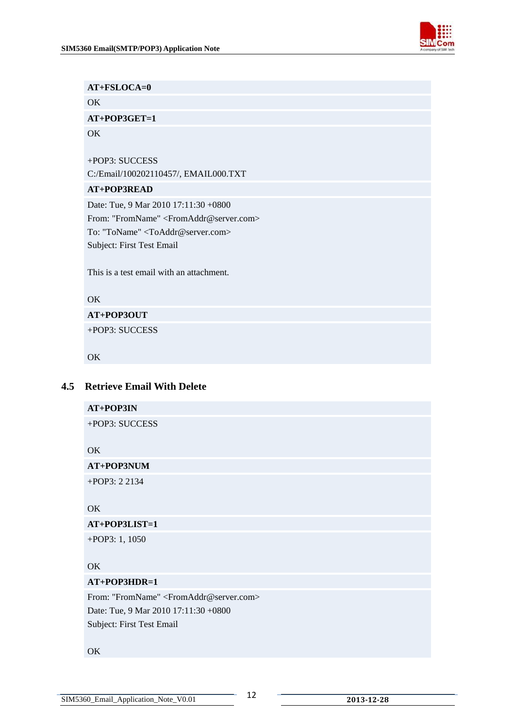**AT+FSLOCA=0**

OK

**AT+POP3GET=1**

OK

+POP3: SUCCESS
C:/Email/100202110457/, EMAIL000.TXT

**AT+POP3READ**

Date: Tue, 9 Mar 2010 17:11:30 +0800
From: "FromName" <FromAddr@server.com>
To: "ToName" <ToAddr@server.com>
Subject: First Test Email

This is a test email with an attachment.

OK

**AT+POP3OUT**

+POP3: SUCCESS

OK

## 4.5 Retrieve Email With Delete

**AT+POP3IN**

+POP3: SUCCESS

OK

**AT+POP3NUM**

+POP3: 2 2134

OK

**AT+POP3LIST=1**

+POP3: 1, 1050

OK

**AT+POP3HDR=1**

From: "FromName" <FromAddr@server.com>
Date: Tue, 9 Mar 2010 17:11:30 +0800
Subject: First Test Email

OK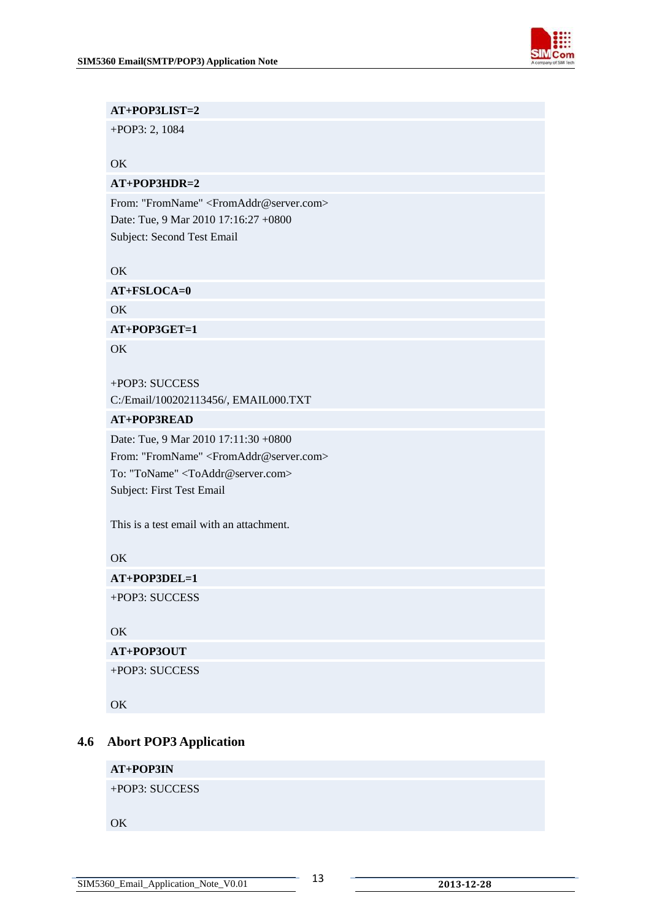| **AT+POP3LIST=2** |
|---|
| +POP3: 2, 1084<br><br>OK |
| **AT+POP3HDR=2** |
| From: "FromName" <FromAddr@server.com><br>Date: Tue, 9 Mar 2010 17:16:27 +0800<br>Subject: Second Test Email<br><br>OK |
| **AT+FSLOCA=0** |
| OK |
| **AT+POP3GET=1** |
| OK<br><br>+POP3: SUCCESS<br>C:/Email/100202113456/, EMAIL000.TXT |
| **AT+POP3READ** |
| Date: Tue, 9 Mar 2010 17:11:30 +0800<br>From: "FromName" <FromAddr@server.com><br>To: "ToName" <ToAddr@server.com><br>Subject: First Test Email<br><br>This is a test email with an attachment.<br><br>OK |
| **AT+POP3DEL=1** |
| +POP3: SUCCESS<br><br>OK |
| **AT+POP3OUT** |
| +POP3: SUCCESS<br><br>OK |

## 4.6 Abort POP3 Application

| **AT+POP3IN** |
|---|
| +POP3: SUCCESS<br><br>OK |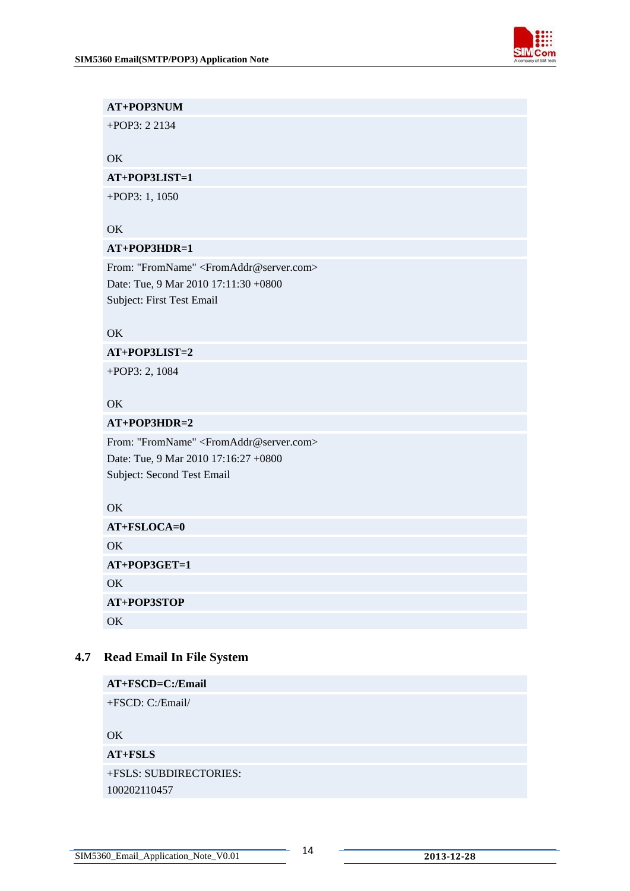```
AT+POP3NUM
+POP3: 2 2134

OK
AT+POP3LIST=1
+POP3: 1, 1050

OK
AT+POP3HDR=1
From: "FromName" <FromAddr@server.com>
Date: Tue, 9 Mar 2010 17:11:30 +0800
Subject: First Test Email

OK
AT+POP3LIST=2
+POP3: 2, 1084

OK
AT+POP3HDR=2
From: "FromName" <FromAddr@server.com>
Date: Tue, 9 Mar 2010 17:16:27 +0800
Subject: Second Test Email

OK
AT+FSLOCA=0
OK
AT+POP3GET=1
OK
AT+POP3STOP
OK
```

## 4.7 Read Email In File System

```
AT+FSCD=C:/Email
+FSCD: C:/Email/

OK
AT+FSLS
+FSLS: SUBDIRECTORIES:
100202110457
```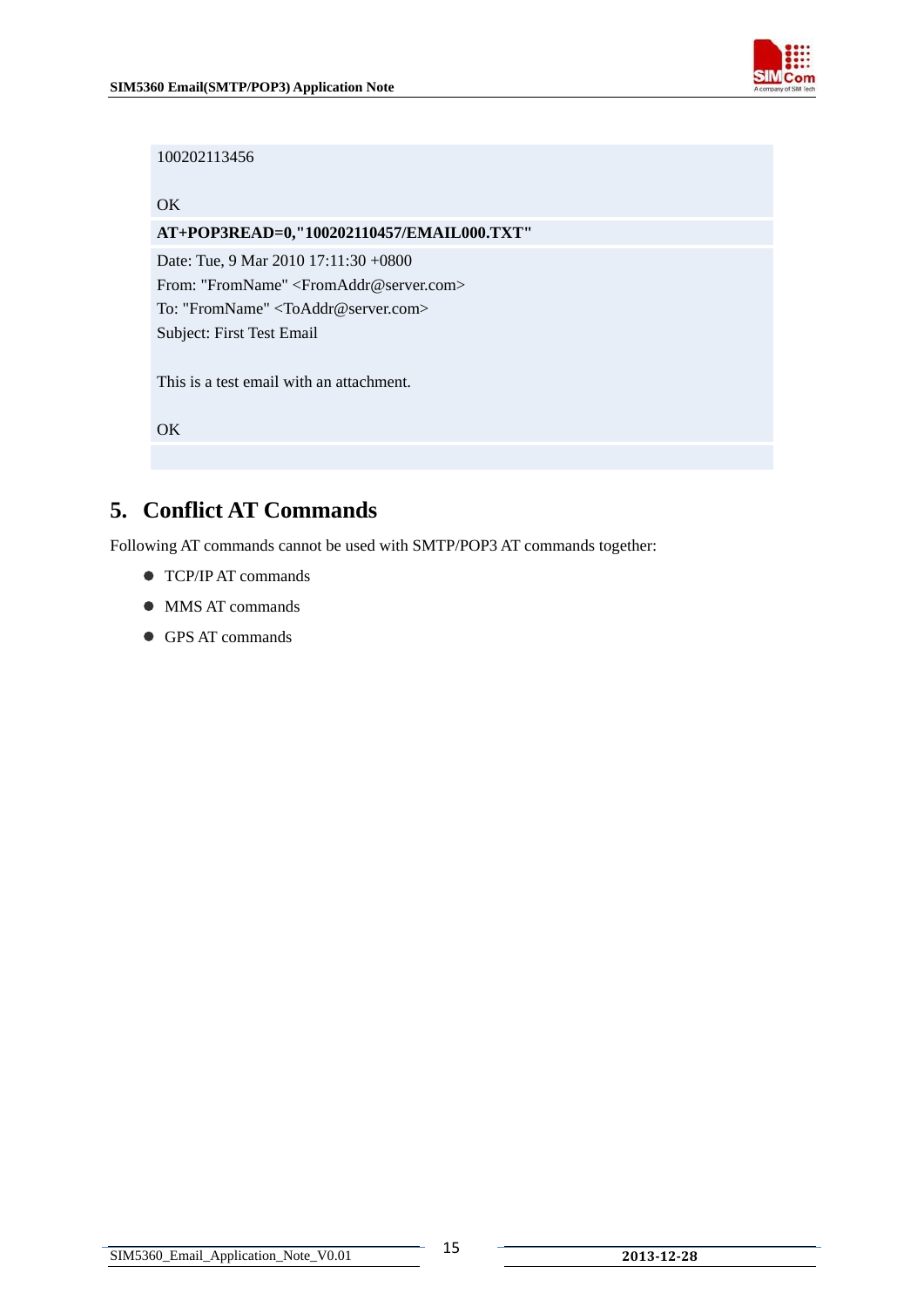```
100202113456

OK
```

**AT+POP3READ=0,"100202110457/EMAIL000.TXT"**

```
Date: Tue, 9 Mar 2010 17:11:30 +0800
From: "FromName" <FromAddr@server.com>
To: "FromName" <ToAddr@server.com>
Subject: First Test Email

This is a test email with an attachment.

OK
```

# 5. Conflict AT Commands

Following AT commands cannot be used with SMTP/POP3 AT commands together:

- TCP/IP AT commands
- MMS AT commands
- GPS AT commands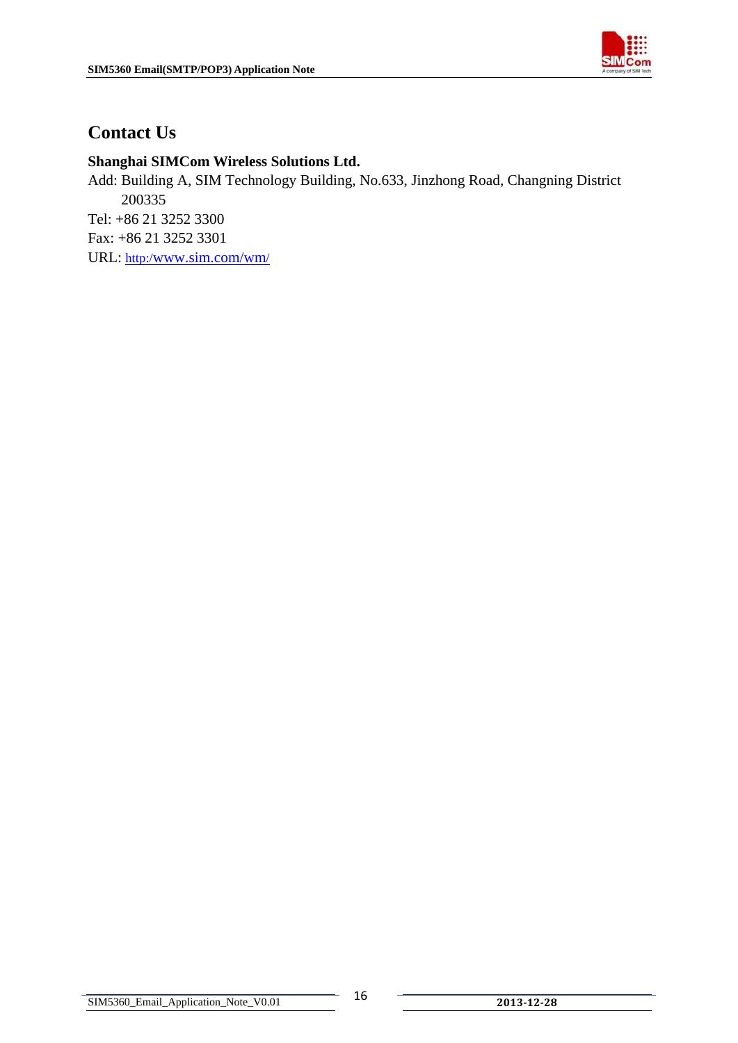# Contact Us

**Shanghai SIMCom Wireless Solutions Ltd.**

Add: Building A, SIM Technology Building, No.633, Jinzhong Road, Changning District 200335

Tel: +86 21 3252 3300

Fax: +86 21 3252 3301

URL: http:/www.sim.com/wm/